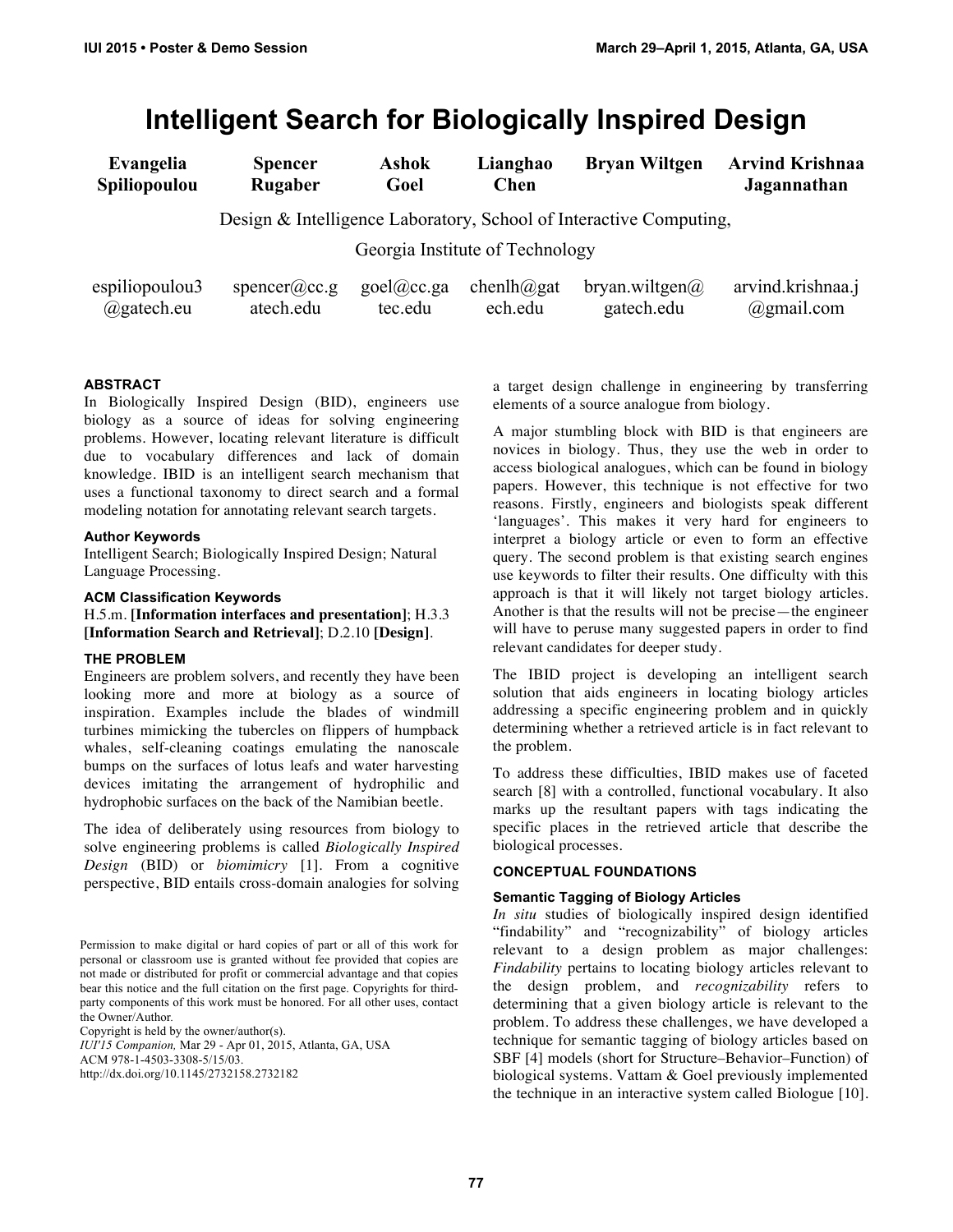# Intelligent Search for Biologically Inspired Design

**Evangelia Spiliopoulou** espiliopoulou3@gatech.eu

**Spencer Rugaber** spencer@cc.gatech.edu

**Ashok Goel** goel@cc.gatec.edu

**Lianghao Chen** chenlh@gatech.edu

**Bryan Wiltgen** bryan.wiltgen@gatech.edu

**Arvind Krishnaa Jagannathan** arvind.krishnaa.j@gmail.com

Design & Intelligence Laboratory, School of Interactive Computing,

Georgia Institute of Technology

## ABSTRACT

In Biologically Inspired Design (BID), engineers use biology as a source of ideas for solving engineering problems. However, locating relevant literature is difficult due to vocabulary differences and lack of domain knowledge. IBID is an intelligent search mechanism that uses a functional taxonomy to direct search and a formal modeling notation for annotating relevant search targets.

### Author Keywords

Intelligent Search; Biologically Inspired Design; Natural Language Processing.

### ACM Classification Keywords

H.5.m. **[Information interfaces and presentation]**; H.3.3 **[Information Search and Retrieval]**; D.2.10 **[Design]**.

## THE PROBLEM

Engineers are problem solvers, and recently they have been looking more and more at biology as a source of inspiration. Examples include the blades of windmill turbines mimicking the tubercles on flippers of humpback whales, self-cleaning coatings emulating the nanoscale bumps on the surfaces of lotus leafs and water harvesting devices imitating the arrangement of hydrophilic and hydrophobic surfaces on the back of the Namibian beetle.

The idea of deliberately using resources from biology to solve engineering problems is called *Biologically Inspired Design* (BID) or *biomimicry* [1]. From a cognitive perspective, BID entails cross-domain analogies for solving a target design challenge in engineering by transferring elements of a source analogue from biology.

A major stumbling block with BID is that engineers are novices in biology. Thus, they use the web in order to access biological analogues, which can be found in biology papers. However, this technique is not effective for two reasons. Firstly, engineers and biologists speak different 'languages'. This makes it very hard for engineers to interpret a biology article or even to form an effective query. The second problem is that existing search engines use keywords to filter their results. One difficulty with this approach is that it will likely not target biology articles. Another is that the results will not be precise—the engineer will have to peruse many suggested papers in order to find relevant candidates for deeper study.

The IBID project is developing an intelligent search solution that aids engineers in locating biology articles addressing a specific engineering problem and in quickly determining whether a retrieved article is in fact relevant to the problem.

To address these difficulties, IBID makes use of faceted search [8] with a controlled, functional vocabulary. It also marks up the resultant papers with tags indicating the specific places in the retrieved article that describe the biological processes.

## CONCEPTUAL FOUNDATIONS

### Semantic Tagging of Biology Articles

*In situ* studies of biologically inspired design identified "findability" and "recognizability" of biology articles relevant to a design problem as major challenges: *Findability* pertains to locating biology articles relevant to the design problem, and *recognizability* refers to determining that a given biology article is relevant to the problem. To address these challenges, we have developed a technique for semantic tagging of biology articles based on SBF [4] models (short for Structure–Behavior–Function) of biological systems. Vattam & Goel previously implemented the technique in an interactive system called Biologue [10].

Permission to make digital or hard copies of part or all of this work for personal or classroom use is granted without fee provided that copies are not made or distributed for profit or commercial advantage and that copies bear this notice and the full citation on the first page. Copyrights for third-party components of this work must be honored. For all other uses, contact the Owner/Author.

Copyright is held by the owner/author(s).

*IUI'15 Companion,* Mar 29 - Apr 01, 2015, Atlanta, GA, USA

ACM 978-1-4503-3308-5/15/03.

http://dx.doi.org/10.1145/2732158.2732182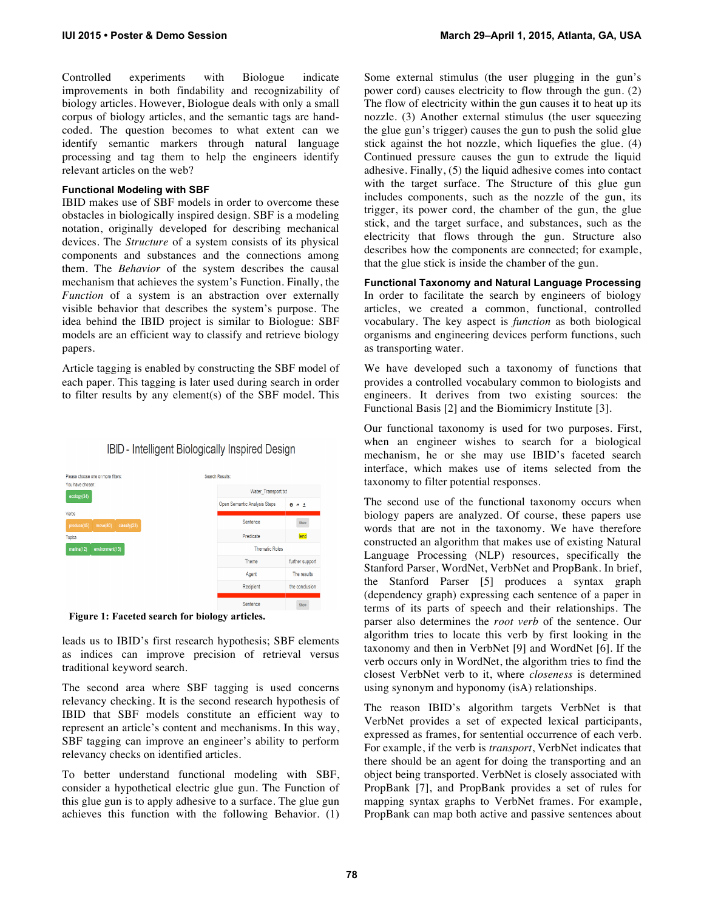Controlled experiments with Biologue indicate improvements in both findability and recognizability of biology articles. However, Biologue deals with only a small corpus of biology articles, and the semantic tags are hand-coded. The question becomes to what extent can we identify semantic markers through natural language processing and tag them to help the engineers identify relevant articles on the web?

### Functional Modeling with SBF

IBID makes use of SBF models in order to overcome these obstacles in biologically inspired design. SBF is a modeling notation, originally developed for describing mechanical devices. The *Structure* of a system consists of its physical components and substances and the connections among them. The *Behavior* of the system describes the causal mechanism that achieves the system's Function. Finally, the *Function* of a system is an abstraction over externally visible behavior that describes the system's purpose. The idea behind the IBID project is similar to Biologue: SBF models are an efficient way to classify and retrieve biology papers.

Article tagging is enabled by constructing the SBF model of each paper. This tagging is later used during search in order to filter results by any element(s) of the SBF model. This

**Figure 1: Faceted search for biology articles.**

leads us to IBID's first research hypothesis; SBF elements as indices can improve precision of retrieval versus traditional keyword search.

The second area where SBF tagging is used concerns relevancy checking. It is the second research hypothesis of IBID that SBF models constitute an efficient way to represent an article's content and mechanisms. In this way, SBF tagging can improve an engineer's ability to perform relevancy checks on identified articles.

To better understand functional modeling with SBF, consider a hypothetical electric glue gun. The Function of this glue gun is to apply adhesive to a surface. The glue gun achieves this function with the following Behavior. (1) Some external stimulus (the user plugging in the gun's power cord) causes electricity to flow through the gun. (2) The flow of electricity within the gun causes it to heat up its nozzle. (3) Another external stimulus (the user squeezing the glue gun's trigger) causes the gun to push the solid glue stick against the hot nozzle, which liquefies the glue. (4) Continued pressure causes the gun to extrude the liquid adhesive. Finally, (5) the liquid adhesive comes into contact with the target surface. The Structure of this glue gun includes components, such as the nozzle of the gun, its trigger, its power cord, the chamber of the gun, the glue stick, and the target surface, and substances, such as the electricity that flows through the gun. Structure also describes how the components are connected; for example, that the glue stick is inside the chamber of the gun.

### Functional Taxonomy and Natural Language Processing

In order to facilitate the search by engineers of biology articles, we created a common, functional, controlled vocabulary. The key aspect is *function* as both biological organisms and engineering devices perform functions, such as transporting water.

We have developed such a taxonomy of functions that provides a controlled vocabulary common to biologists and engineers. It derives from two existing sources: the Functional Basis [2] and the Biomimicry Institute [3].

Our functional taxonomy is used for two purposes. First, when an engineer wishes to search for a biological mechanism, he or she may use IBID's faceted search interface, which makes use of items selected from the taxonomy to filter potential responses.

The second use of the functional taxonomy occurs when biology papers are analyzed. Of course, these papers use words that are not in the taxonomy. We have therefore constructed an algorithm that makes use of existing Natural Language Processing (NLP) resources, specifically the Stanford Parser, WordNet, VerbNet and PropBank. In brief, the Stanford Parser [5] produces a syntax graph (dependency graph) expressing each sentence of a paper in terms of its parts of speech and their relationships. The parser also determines the *root verb* of the sentence. Our algorithm tries to locate this verb by first looking in the taxonomy and then in VerbNet [9] and WordNet [6]. If the verb occurs only in WordNet, the algorithm tries to find the closest VerbNet verb to it, where *closeness* is determined using synonym and hyponomy (isA) relationships.

The reason IBID's algorithm targets VerbNet is that VerbNet provides a set of expected lexical participants, expressed as frames, for sentential occurrence of each verb. For example, if the verb is *transport*, VerbNet indicates that there should be an agent for doing the transporting and an object being transported. VerbNet is closely associated with PropBank [7], and PropBank provides a set of rules for mapping syntax graphs to VerbNet frames. For example, PropBank can map both active and passive sentences about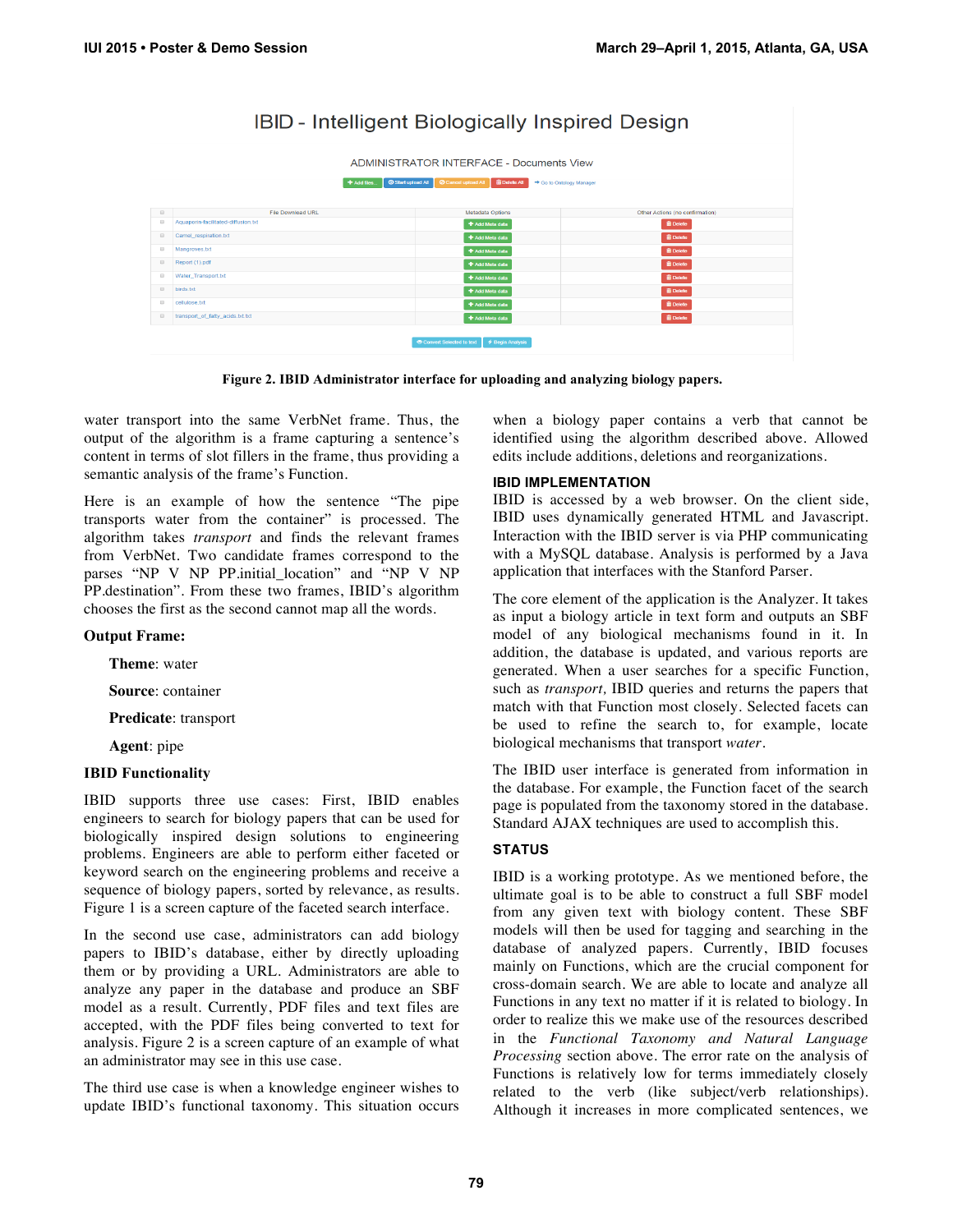IBID - Intelligent Biologically Inspired Design

ADMINISTRATOR INTERFACE - Documents View

Add files... | Start upload All | Cancel upload All | Delete All | Go to Ontology Manager

| | File Download URL | Metadata Options | Other Actions (no confirmation) |
| --- | --- | --- | --- |
| | Aquaporin-facilitated-diffusion.txt | Add Meta data | Delete |
| | Camel_respiration.txt | Add Meta data | Delete |
| | Mangroves.txt | Add Meta data | Delete |
| | Report (1).pdf | Add Meta data | Delete |
| | Water_Transport.txt | Add Meta data | Delete |
| | birds.txt | Add Meta data | Delete |
| | cellulose.txt | Add Meta data | Delete |
| | transport_of_fatty_acids.txt.txt | Add Meta data | Delete |

Convert Selected to text | Begin Analysis

**Figure 2. IBID Administrator interface for uploading and analyzing biology papers.**

water transport into the same VerbNet frame. Thus, the output of the algorithm is a frame capturing a sentence's content in terms of slot fillers in the frame, thus providing a semantic analysis of the frame's Function.

Here is an example of how the sentence "The pipe transports water from the container" is processed. The algorithm takes *transport* and finds the relevant frames from VerbNet. Two candidate frames correspond to the parses "NP V NP PP.initial_location" and "NP V NP PP.destination". From these two frames, IBID's algorithm chooses the first as the second cannot map all the words.

**Output Frame:**

**Theme**: water

**Source**: container

**Predicate**: transport

**Agent**: pipe

### IBID Functionality

IBID supports three use cases: First, IBID enables engineers to search for biology papers that can be used for biologically inspired design solutions to engineering problems. Engineers are able to perform either faceted or keyword search on the engineering problems and receive a sequence of biology papers, sorted by relevance, as results. Figure 1 is a screen capture of the faceted search interface.

In the second use case, administrators can add biology papers to IBID's database, either by directly uploading them or by providing a URL. Administrators are able to analyze any paper in the database and produce an SBF model as a result. Currently, PDF files and text files are accepted, with the PDF files being converted to text for analysis. Figure 2 is a screen capture of an example of what an administrator may see in this use case.

The third use case is when a knowledge engineer wishes to update IBID's functional taxonomy. This situation occurs when a biology paper contains a verb that cannot be identified using the algorithm described above. Allowed edits include additions, deletions and reorganizations.

## IBID IMPLEMENTATION

IBID is accessed by a web browser. On the client side, IBID uses dynamically generated HTML and Javascript. Interaction with the IBID server is via PHP communicating with a MySQL database. Analysis is performed by a Java application that interfaces with the Stanford Parser.

The core element of the application is the Analyzer. It takes as input a biology article in text form and outputs an SBF model of any biological mechanisms found in it. In addition, the database is updated, and various reports are generated. When a user searches for a specific Function, such as *transport,* IBID queries and returns the papers that match with that Function most closely. Selected facets can be used to refine the search to, for example, locate biological mechanisms that transport *water*.

The IBID user interface is generated from information in the database. For example, the Function facet of the search page is populated from the taxonomy stored in the database. Standard AJAX techniques are used to accomplish this.

## STATUS

IBID is a working prototype. As we mentioned before, the ultimate goal is to be able to construct a full SBF model from any given text with biology content. These SBF models will then be used for tagging and searching in the database of analyzed papers. Currently, IBID focuses mainly on Functions, which are the crucial component for cross-domain search. We are able to locate and analyze all Functions in any text no matter if it is related to biology. In order to realize this we make use of the resources described in the *Functional Taxonomy and Natural Language Processing* section above. The error rate on the analysis of Functions is relatively low for terms immediately closely related to the verb (like subject/verb relationships). Although it increases in more complicated sentences, we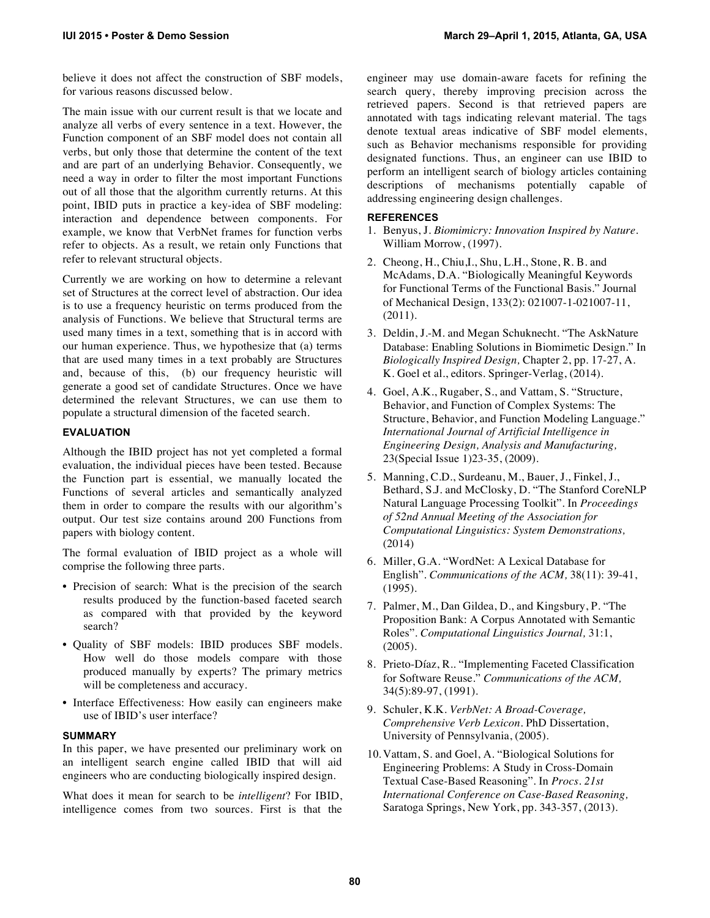believe it does not affect the construction of SBF models, for various reasons discussed below.

The main issue with our current result is that we locate and analyze all verbs of every sentence in a text. However, the Function component of an SBF model does not contain all verbs, but only those that determine the content of the text and are part of an underlying Behavior. Consequently, we need a way in order to filter the most important Functions out of all those that the algorithm currently returns. At this point, IBID puts in practice a key-idea of SBF modeling: interaction and dependence between components. For example, we know that VerbNet frames for function verbs refer to objects. As a result, we retain only Functions that refer to relevant structural objects.

Currently we are working on how to determine a relevant set of Structures at the correct level of abstraction. Our idea is to use a frequency heuristic on terms produced from the analysis of Functions. We believe that Structural terms are used many times in a text, something that is in accord with our human experience. Thus, we hypothesize that (a) terms that are used many times in a text probably are Structures and, because of this, (b) our frequency heuristic will generate a good set of candidate Structures. Once we have determined the relevant Structures, we can use them to populate a structural dimension of the faceted search.

## EVALUATION

Although the IBID project has not yet completed a formal evaluation, the individual pieces have been tested. Because the Function part is essential, we manually located the Functions of several articles and semantically analyzed them in order to compare the results with our algorithm's output. Our test size contains around 200 Functions from papers with biology content.

The formal evaluation of IBID project as a whole will comprise the following three parts.

- Precision of search: What is the precision of the search results produced by the function-based faceted search as compared with that provided by the keyword search?
- Quality of SBF models: IBID produces SBF models. How well do those models compare with those produced manually by experts? The primary metrics will be completeness and accuracy.
- Interface Effectiveness: How easily can engineers make use of IBID's user interface?

## SUMMARY

In this paper, we have presented our preliminary work on an intelligent search engine called IBID that will aid engineers who are conducting biologically inspired design.

What does it mean for search to be *intelligent*? For IBID, intelligence comes from two sources. First is that the engineer may use domain-aware facets for refining the search query, thereby improving precision across the retrieved papers. Second is that retrieved papers are annotated with tags indicating relevant material. The tags denote textual areas indicative of SBF model elements, such as Behavior mechanisms responsible for providing designated functions. Thus, an engineer can use IBID to perform an intelligent search of biology articles containing descriptions of mechanisms potentially capable of addressing engineering design challenges.

## REFERENCES

1. Benyus, J. *Biomimicry: Innovation Inspired by Nature.* William Morrow, (1997).
2. Cheong, H., Chiu,I., Shu, L.H., Stone, R. B. and McAdams, D.A. "Biologically Meaningful Keywords for Functional Terms of the Functional Basis." Journal of Mechanical Design, 133(2): 021007-1-021007-11, (2011).
3. Deldin, J.-M. and Megan Schuknecht. "The AskNature Database: Enabling Solutions in Biomimetic Design." In *Biologically Inspired Design,* Chapter 2, pp. 17-27, A. K. Goel et al., editors. Springer-Verlag, (2014).
4. Goel, A.K., Rugaber, S., and Vattam, S. "Structure, Behavior, and Function of Complex Systems: The Structure, Behavior, and Function Modeling Language." *International Journal of Artificial Intelligence in Engineering Design, Analysis and Manufacturing,* 23(Special Issue 1)23-35, (2009).
5. Manning, C.D., Surdeanu, M., Bauer, J., Finkel, J., Bethard, S.J. and McClosky, D. "The Stanford CoreNLP Natural Language Processing Toolkit". In *Proceedings of 52nd Annual Meeting of the Association for Computational Linguistics: System Demonstrations,* (2014)
6. Miller, G.A. "WordNet: A Lexical Database for English". *Communications of the ACM,* 38(11): 39-41, (1995).
7. Palmer, M., Dan Gildea, D., and Kingsbury, P. "The Proposition Bank: A Corpus Annotated with Semantic Roles". *Computational Linguistics Journal,* 31:1, (2005).
8. Prieto-Díaz, R.. "Implementing Faceted Classification for Software Reuse." *Communications of the ACM,* 34(5):89-97, (1991).
9. Schuler, K.K. *VerbNet: A Broad-Coverage, Comprehensive Verb Lexicon.* PhD Dissertation, University of Pennsylvania, (2005).
10. Vattam, S. and Goel, A. "Biological Solutions for Engineering Problems: A Study in Cross-Domain Textual Case-Based Reasoning". In *Procs. 21st International Conference on Case-Based Reasoning,* Saratoga Springs, New York, pp. 343-357, (2013).